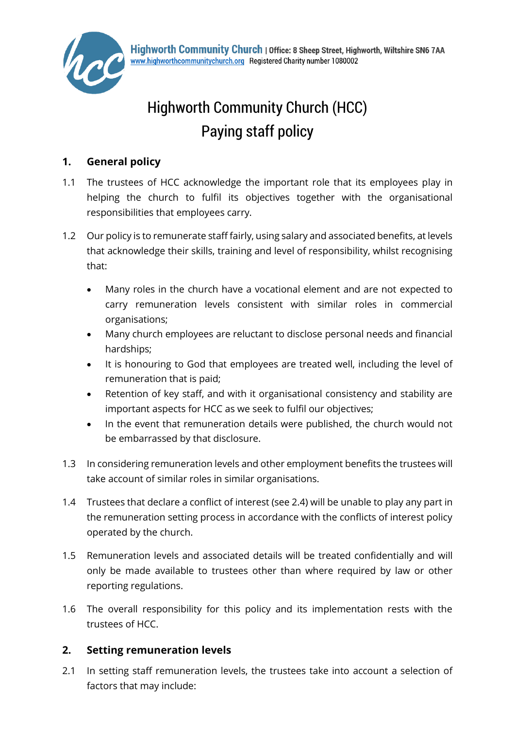**Highworth Community Church** | Office: 8 Sheep Street, Highworth, Wiltshire SN6 7AA
www.highworthcommunitychurch.org Registered Charity number 1080002

# Highworth Community Church (HCC)
# Paying staff policy

## 1. General policy

1.1 The trustees of HCC acknowledge the important role that its employees play in helping the church to fulfil its objectives together with the organisational responsibilities that employees carry.

1.2 Our policy is to remunerate staff fairly, using salary and associated benefits, at levels that acknowledge their skills, training and level of responsibility, whilst recognising that:

- Many roles in the church have a vocational element and are not expected to carry remuneration levels consistent with similar roles in commercial organisations;
- Many church employees are reluctant to disclose personal needs and financial hardships;
- It is honouring to God that employees are treated well, including the level of remuneration that is paid;
- Retention of key staff, and with it organisational consistency and stability are important aspects for HCC as we seek to fulfil our objectives;
- In the event that remuneration details were published, the church would not be embarrassed by that disclosure.

1.3 In considering remuneration levels and other employment benefits the trustees will take account of similar roles in similar organisations.

1.4 Trustees that declare a conflict of interest (see 2.4) will be unable to play any part in the remuneration setting process in accordance with the conflicts of interest policy operated by the church.

1.5 Remuneration levels and associated details will be treated confidentially and will only be made available to trustees other than where required by law or other reporting regulations.

1.6 The overall responsibility for this policy and its implementation rests with the trustees of HCC.

## 2. Setting remuneration levels

2.1 In setting staff remuneration levels, the trustees take into account a selection of factors that may include: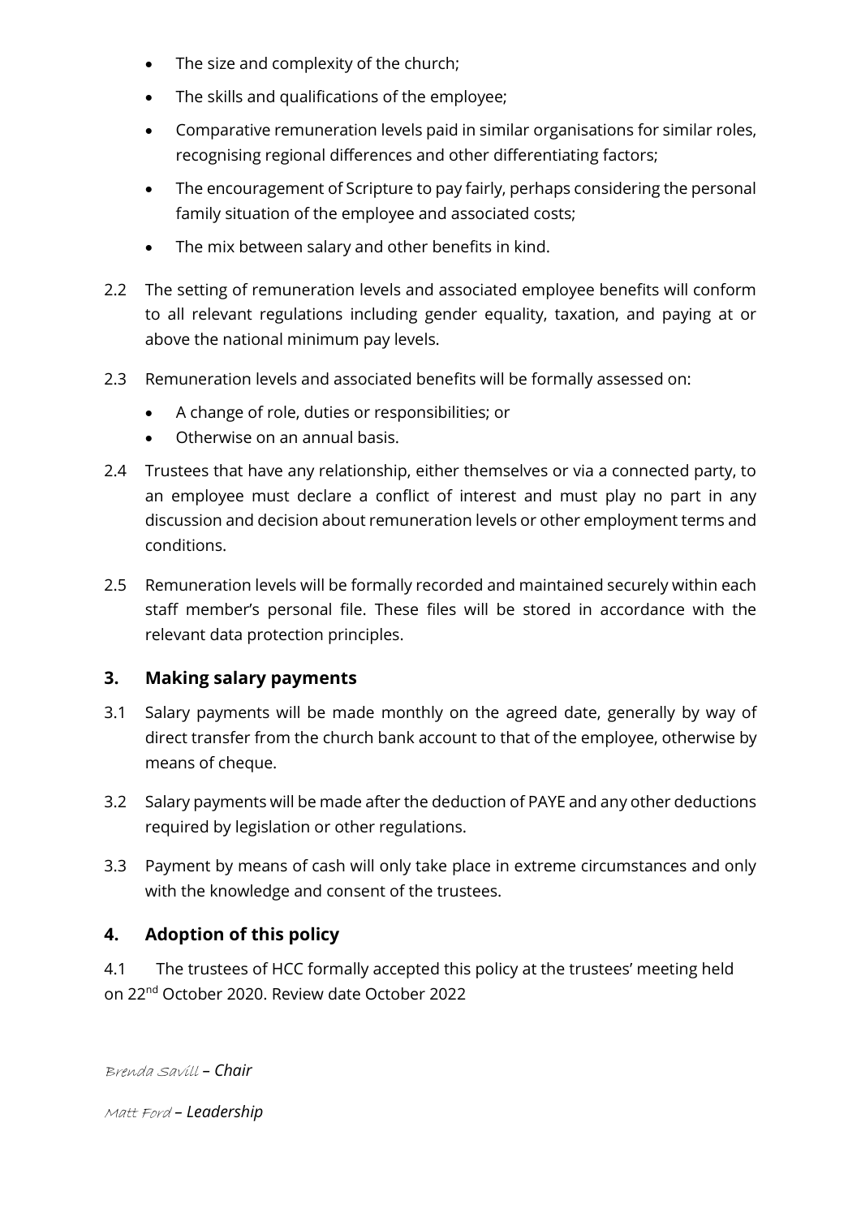- The size and complexity of the church;
- The skills and qualifications of the employee;
- Comparative remuneration levels paid in similar organisations for similar roles, recognising regional differences and other differentiating factors;
- The encouragement of Scripture to pay fairly, perhaps considering the personal family situation of the employee and associated costs;
- The mix between salary and other benefits in kind.

2.2 The setting of remuneration levels and associated employee benefits will conform to all relevant regulations including gender equality, taxation, and paying at or above the national minimum pay levels.

2.3 Remuneration levels and associated benefits will be formally assessed on:

- A change of role, duties or responsibilities; or
- Otherwise on an annual basis.

2.4 Trustees that have any relationship, either themselves or via a connected party, to an employee must declare a conflict of interest and must play no part in any discussion and decision about remuneration levels or other employment terms and conditions.

2.5 Remuneration levels will be formally recorded and maintained securely within each staff member's personal file. These files will be stored in accordance with the relevant data protection principles.

## 3. Making salary payments

3.1 Salary payments will be made monthly on the agreed date, generally by way of direct transfer from the church bank account to that of the employee, otherwise by means of cheque.

3.2 Salary payments will be made after the deduction of PAYE and any other deductions required by legislation or other regulations.

3.3 Payment by means of cash will only take place in extreme circumstances and only with the knowledge and consent of the trustees.

## 4. Adoption of this policy

4.1 The trustees of HCC formally accepted this policy at the trustees' meeting held on 22nd October 2020. Review date October 2022

Brenda Savill – *Chair*

Matt Ford – *Leadership*